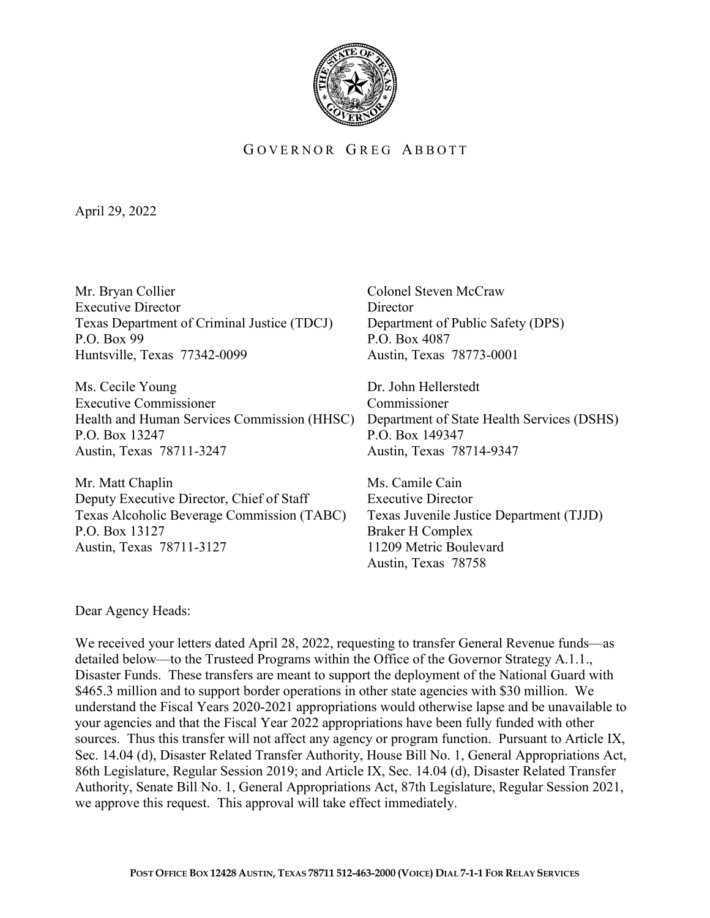GOVERNOR GREG ABBOTT

April 29, 2022

Mr. Bryan Collier  
Executive Director  
Texas Department of Criminal Justice (TDCJ)  
P.O. Box 99  
Huntsville, Texas 77342-0099

Colonel Steven McCraw  
Director  
Department of Public Safety (DPS)  
P.O. Box 4087  
Austin, Texas 78773-0001

Ms. Cecile Young  
Executive Commissioner  
Health and Human Services Commission (HHSC)  
P.O. Box 13247  
Austin, Texas 78711-3247

Dr. John Hellerstedt  
Commissioner  
Department of State Health Services (DSHS)  
P.O. Box 149347  
Austin, Texas 78714-9347

Mr. Matt Chaplin  
Deputy Executive Director, Chief of Staff  
Texas Alcoholic Beverage Commission (TABC)  
P.O. Box 13127  
Austin, Texas 78711-3127

Ms. Camile Cain  
Executive Director  
Texas Juvenile Justice Department (TJJD)  
Braker H Complex  
11209 Metric Boulevard  
Austin, Texas 78758

Dear Agency Heads:

We received your letters dated April 28, 2022, requesting to transfer General Revenue funds—as detailed below—to the Trusteed Programs within the Office of the Governor Strategy A.1.1., Disaster Funds. These transfers are meant to support the deployment of the National Guard with $465.3 million and to support border operations in other state agencies with $30 million. We understand the Fiscal Years 2020-2021 appropriations would otherwise lapse and be unavailable to your agencies and that the Fiscal Year 2022 appropriations have been fully funded with other sources. Thus this transfer will not affect any agency or program function. Pursuant to Article IX, Sec. 14.04 (d), Disaster Related Transfer Authority, House Bill No. 1, General Appropriations Act, 86th Legislature, Regular Session 2019; and Article IX, Sec. 14.04 (d), Disaster Related Transfer Authority, Senate Bill No. 1, General Appropriations Act, 87th Legislature, Regular Session 2021, we approve this request. This approval will take effect immediately.

POST OFFICE BOX 12428 AUSTIN, TEXAS 78711 512-463-2000 (VOICE) DIAL 7-1-1 FOR RELAY SERVICES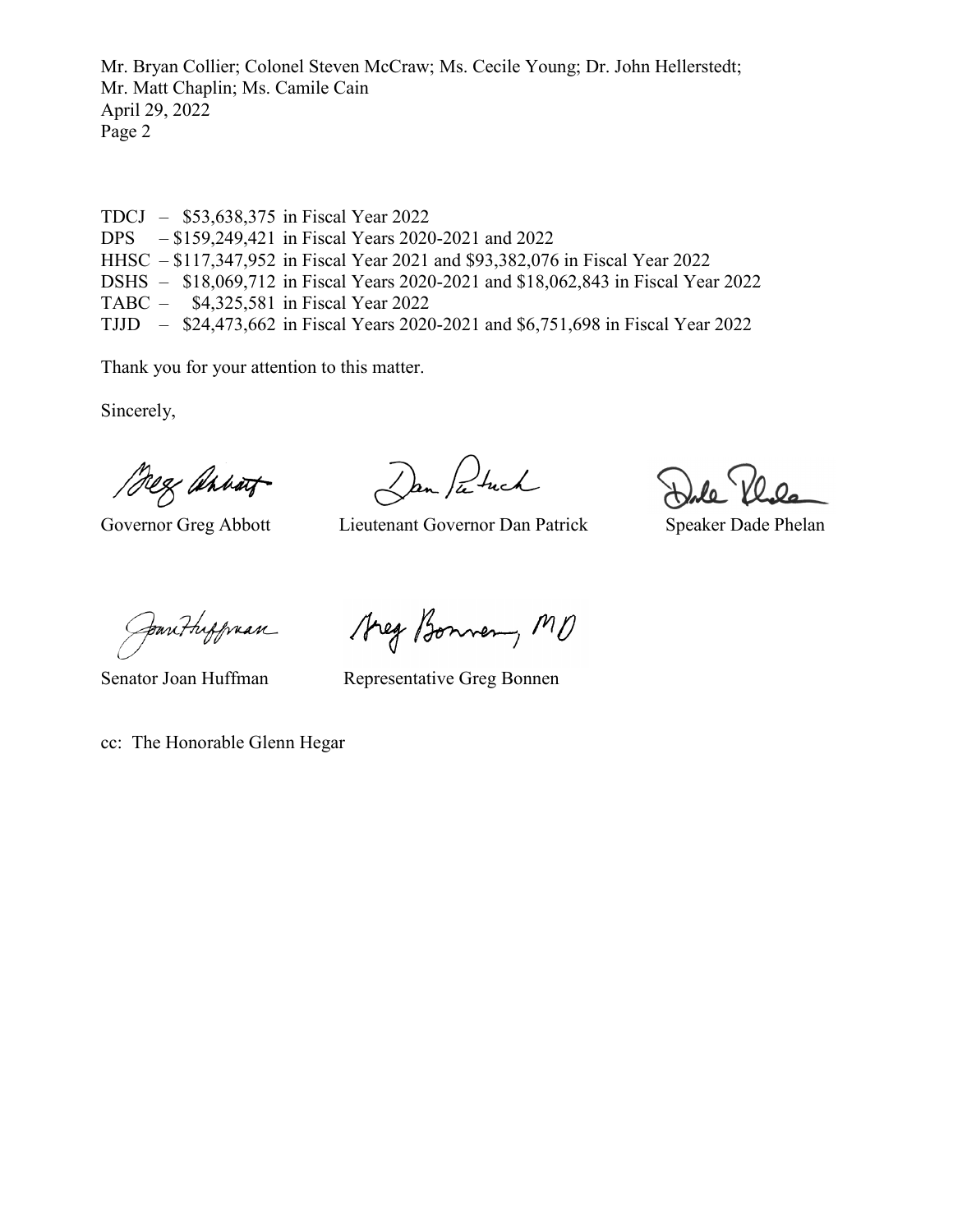Mr. Bryan Collier; Colonel Steven McCraw; Ms. Cecile Young; Dr. John Hellerstedt; Mr. Matt Chaplin; Ms. Camile Cain
April 29, 2022

TDCJ – $53,638,375 in Fiscal Year 2022
DPS – $159,249,421 in Fiscal Years 2020-2021 and 2022
HHSC – $117,347,952 in Fiscal Year 2021 and $93,382,076 in Fiscal Year 2022
DSHS – $18,069,712 in Fiscal Years 2020-2021 and $18,062,843 in Fiscal Year 2022
TABC – $4,325,581 in Fiscal Year 2022
TJJD – $24,473,662 in Fiscal Years 2020-2021 and $6,751,698 in Fiscal Year 2022

Thank you for your attention to this matter.

Sincerely,

Governor Greg Abbott

Lieutenant Governor Dan Patrick

Speaker Dade Phelan

Senator Joan Huffman

Representative Greg Bonnen

cc: The Honorable Glenn Hegar